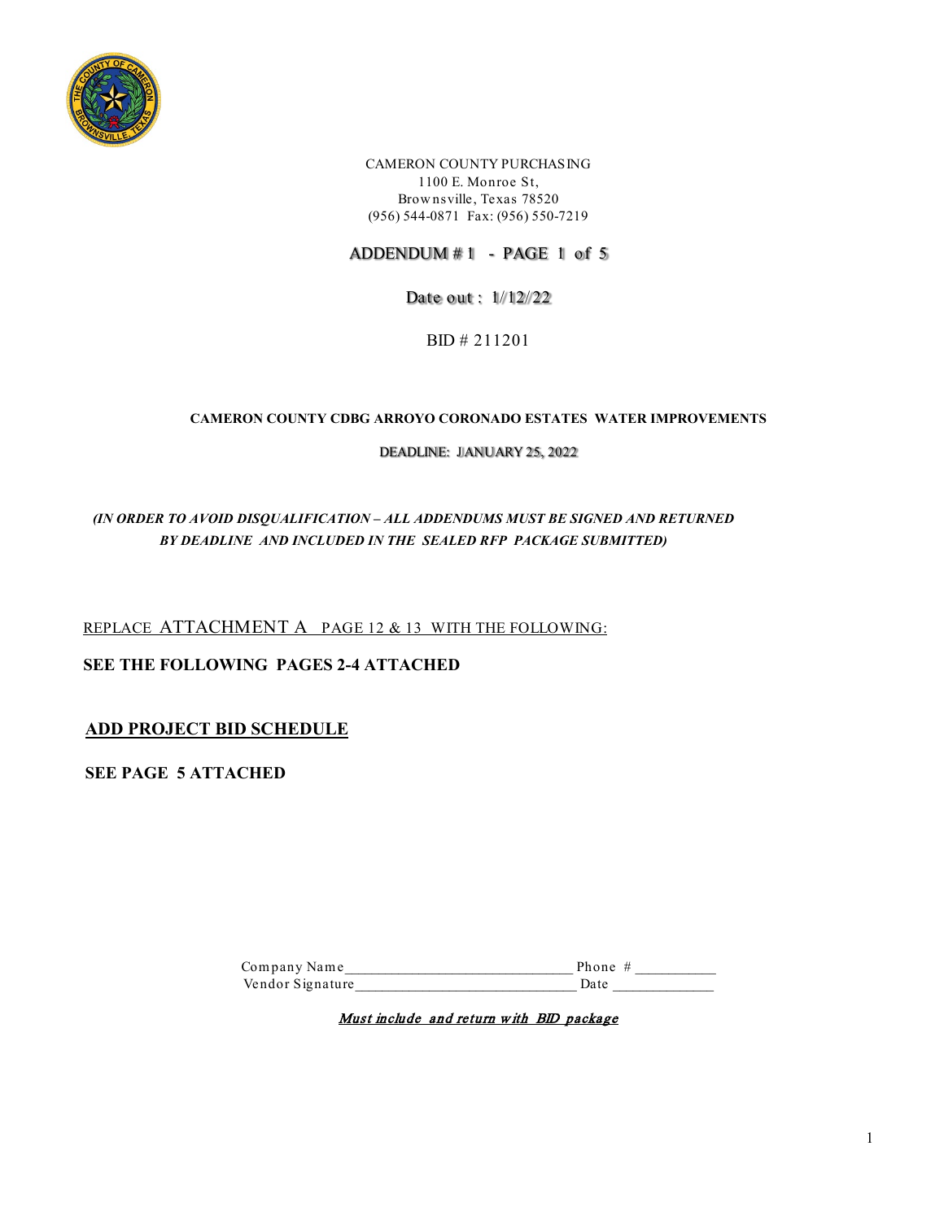CAMERON COUNTY PURCHASING
1100 E. Monroe St,
Brownsville, Texas 78520
(956) 544-0871 Fax: (956) 550-7219

## ADDENDUM # 1 - PAGE 1 of 5

Date out : 1/12/22

BID # 211201

**CAMERON COUNTY CDBG ARROYO CORONADO ESTATES WATER IMPROVEMENTS**

DEADLINE: JANUARY 25, 2022

***(IN ORDER TO AVOID DISQUALIFICATION – ALL ADDENDUMS MUST BE SIGNED AND RETURNED BY DEADLINE AND INCLUDED IN THE SEALED RFP PACKAGE SUBMITTED)***

REPLACE ATTACHMENT A PAGE 12 & 13 WITH THE FOLLOWING:

**SEE THE FOLLOWING PAGES 2-4 ATTACHED**

**ADD PROJECT BID SCHEDULE**

**SEE PAGE 5 ATTACHED**

Company Name_____________________________ Phone # __________
Vendor Signature____________________________ Date _____________

***Must include and return with BID package***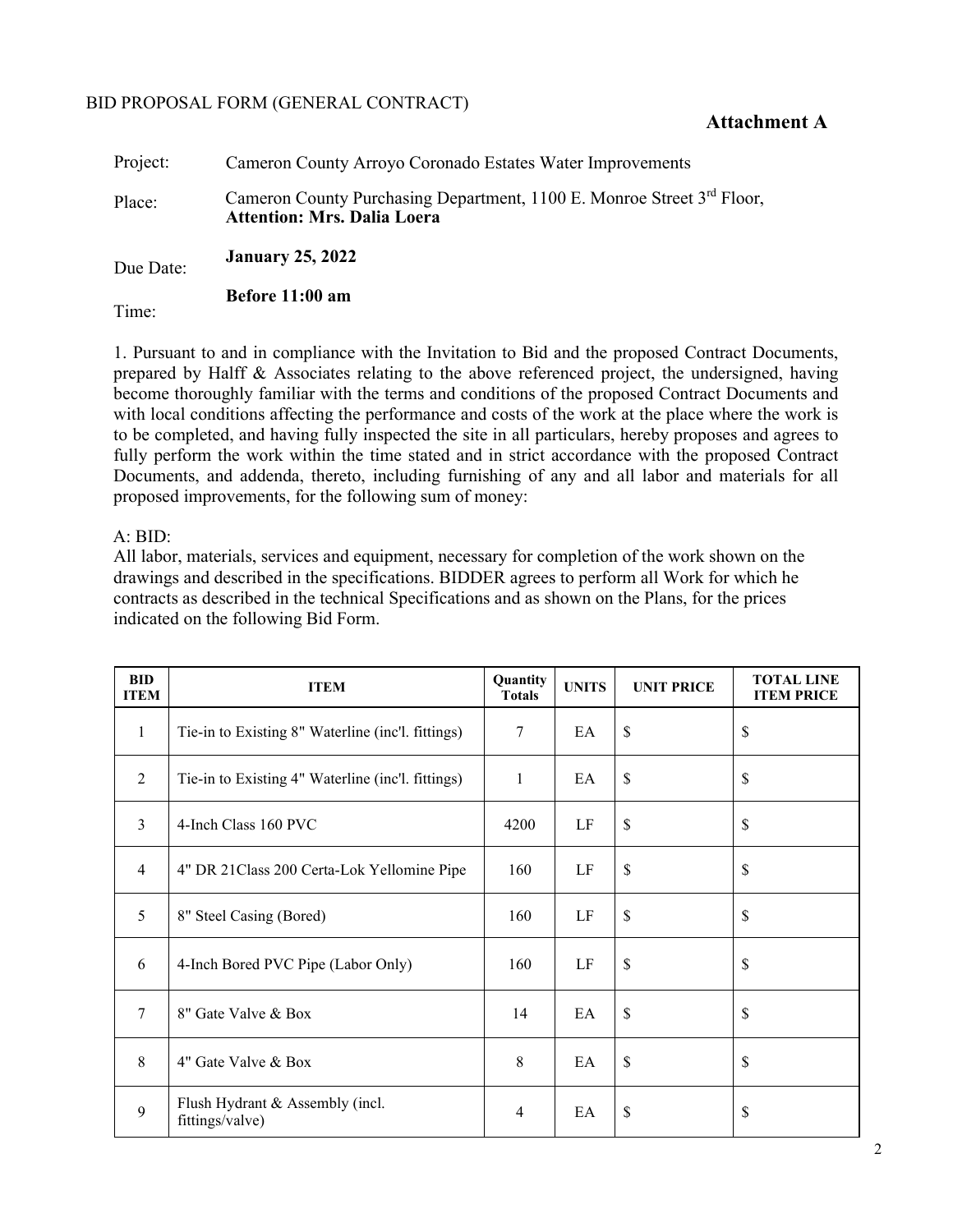BID PROPOSAL FORM (GENERAL CONTRACT)

**Attachment A**

Project: Cameron County Arroyo Coronado Estates Water Improvements

Place: Cameron County Purchasing Department, 1100 E. Monroe Street 3rd Floor, **Attention: Mrs. Dalia Loera**

Due Date: **January 25, 2022**

Time: **Before 11:00 am**

1. Pursuant to and in compliance with the Invitation to Bid and the proposed Contract Documents, prepared by Halff & Associates relating to the above referenced project, the undersigned, having become thoroughly familiar with the terms and conditions of the proposed Contract Documents and with local conditions affecting the performance and costs of the work at the place where the work is to be completed, and having fully inspected the site in all particulars, hereby proposes and agrees to fully perform the work within the time stated and in strict accordance with the proposed Contract Documents, and addenda, thereto, including furnishing of any and all labor and materials for all proposed improvements, for the following sum of money:

A: BID:

All labor, materials, services and equipment, necessary for completion of the work shown on the drawings and described in the specifications. BIDDER agrees to perform all Work for which he contracts as described in the technical Specifications and as shown on the Plans, for the prices indicated on the following Bid Form.

| BID ITEM | ITEM | Quantity Totals | UNITS | UNIT PRICE | TOTAL LINE ITEM PRICE |
|---|---|---|---|---|---|
| 1 | Tie-in to Existing 8" Waterline (inc'l. fittings) | 7 | EA | $ | $ |
| 2 | Tie-in to Existing 4" Waterline (inc'l. fittings) | 1 | EA | $ | $ |
| 3 | 4-Inch Class 160 PVC | 4200 | LF | $ | $ |
| 4 | 4" DR 21Class 200 Certa-Lok Yellomine Pipe | 160 | LF | $ | $ |
| 5 | 8" Steel Casing (Bored) | 160 | LF | $ | $ |
| 6 | 4-Inch Bored PVC Pipe (Labor Only) | 160 | LF | $ | $ |
| 7 | 8" Gate Valve & Box | 14 | EA | $ | $ |
| 8 | 4" Gate Valve & Box | 8 | EA | $ | $ |
| 9 | Flush Hydrant & Assembly (incl. fittings/valve) | 4 | EA | $ | $ |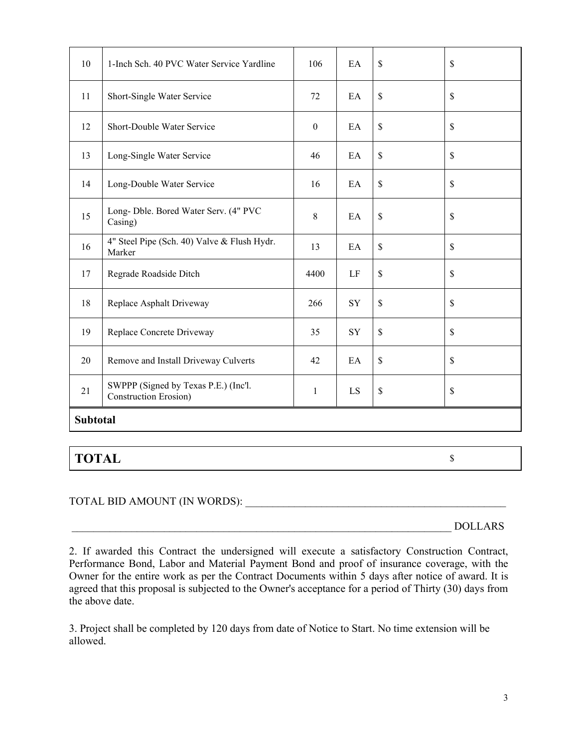| 10 | 1-Inch Sch. 40 PVC Water Service Yardline | 106 | EA | $ | $ |
|---|---|---|---|---|---|
| 11 | Short-Single Water Service | 72 | EA | $ | $ |
| 12 | Short-Double Water Service | 0 | EA | $ | $ |
| 13 | Long-Single Water Service | 46 | EA | $ | $ |
| 14 | Long-Double Water Service | 16 | EA | $ | $ |
| 15 | Long- Dble. Bored Water Serv. (4" PVC Casing) | 8 | EA | $ | $ |
| 16 | 4" Steel Pipe (Sch. 40) Valve & Flush Hydr. Marker | 13 | EA | $ | $ |
| 17 | Regrade Roadside Ditch | 4400 | LF | $ | $ |
| 18 | Replace Asphalt Driveway | 266 | SY | $ | $ |
| 19 | Replace Concrete Driveway | 35 | SY | $ | $ |
| 20 | Remove and Install Driveway Culverts | 42 | EA | $ | $ |
| 21 | SWPPP (Signed by Texas P.E.) (Inc'l. Construction Erosion) | 1 | LS | $ | $ |
| **Subtotal** | | | | | |

| **TOTAL** | $ |
|---|---|

TOTAL BID AMOUNT (IN WORDS): ___________________________________________________

___________________________________________________________________________ DOLLARS

2. If awarded this Contract the undersigned will execute a satisfactory Construction Contract, Performance Bond, Labor and Material Payment Bond and proof of insurance coverage, with the Owner for the entire work as per the Contract Documents within 5 days after notice of award. It is agreed that this proposal is subjected to the Owner's acceptance for a period of Thirty (30) days from the above date.

3. Project shall be completed by 120 days from date of Notice to Start. No time extension will be allowed.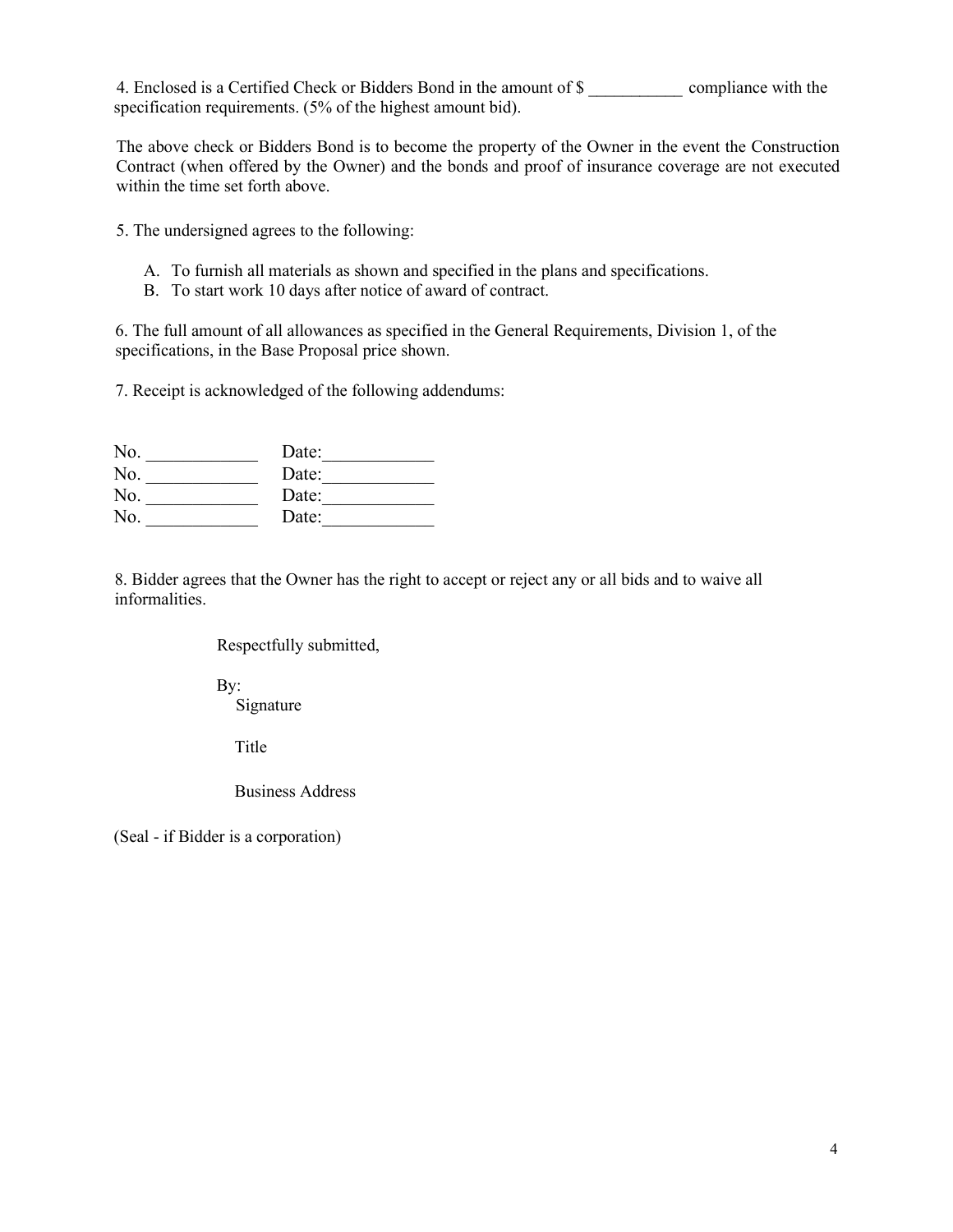4. Enclosed is a Certified Check or Bidders Bond in the amount of $ ___________ compliance with the specification requirements. (5% of the highest amount bid).

The above check or Bidders Bond is to become the property of the Owner in the event the Construction Contract (when offered by the Owner) and the bonds and proof of insurance coverage are not executed within the time set forth above.

5. The undersigned agrees to the following:

A. To furnish all materials as shown and specified in the plans and specifications.
B. To start work 10 days after notice of award of contract.

6. The full amount of all allowances as specified in the General Requirements, Division 1, of the specifications, in the Base Proposal price shown.

7. Receipt is acknowledged of the following addendums:

No. ____________ Date:____________
No. ____________ Date:____________
No. ____________ Date:____________
No. ____________ Date:____________

8. Bidder agrees that the Owner has the right to accept or reject any or all bids and to waive all informalities.

Respectfully submitted,

By:
Signature

Title

Business Address

(Seal - if Bidder is a corporation)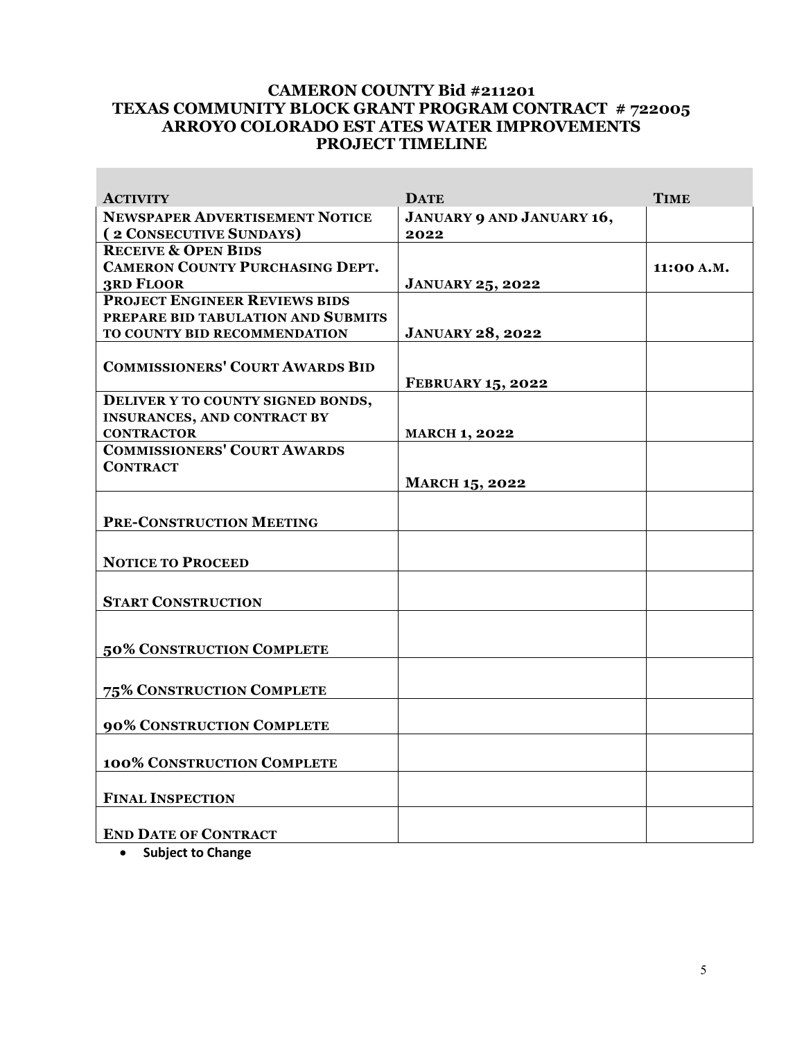# CAMERON COUNTY Bid #211201
# TEXAS COMMUNITY BLOCK GRANT PROGRAM CONTRACT # 722005
# ARROYO COLORADO EST ATES WATER IMPROVEMENTS
# PROJECT TIMELINE

| ACTIVITY | DATE | TIME |
|---|---|---|
| NEWSPAPER ADVERTISEMENT NOTICE ( 2 CONSECUTIVE SUNDAYS) | JANUARY 9 AND JANUARY 16, 2022 | |
| RECEIVE & OPEN BIDS CAMERON COUNTY PURCHASING DEPT. 3RD FLOOR | JANUARY 25, 2022 | 11:00 A.M. |
| PROJECT ENGINEER REVIEWS BIDS PREPARE BID TABULATION AND SUBMITS TO COUNTY BID RECOMMENDATION | JANUARY 28, 2022 | |
| COMMISSIONERS' COURT AWARDS BID | FEBRUARY 15, 2022 | |
| DELIVER Y TO COUNTY SIGNED BONDS, INSURANCES, AND CONTRACT BY CONTRACTOR | MARCH 1, 2022 | |
| COMMISSIONERS' COURT AWARDS CONTRACT | MARCH 15, 2022 | |
| PRE-CONSTRUCTION MEETING | | |
| NOTICE TO PROCEED | | |
| START CONSTRUCTION | | |
| 50% CONSTRUCTION COMPLETE | | |
| 75% CONSTRUCTION COMPLETE | | |
| 90% CONSTRUCTION COMPLETE | | |
| 100% CONSTRUCTION COMPLETE | | |
| FINAL INSPECTION | | |
| END DATE OF CONTRACT | | |

- **Subject to Change**